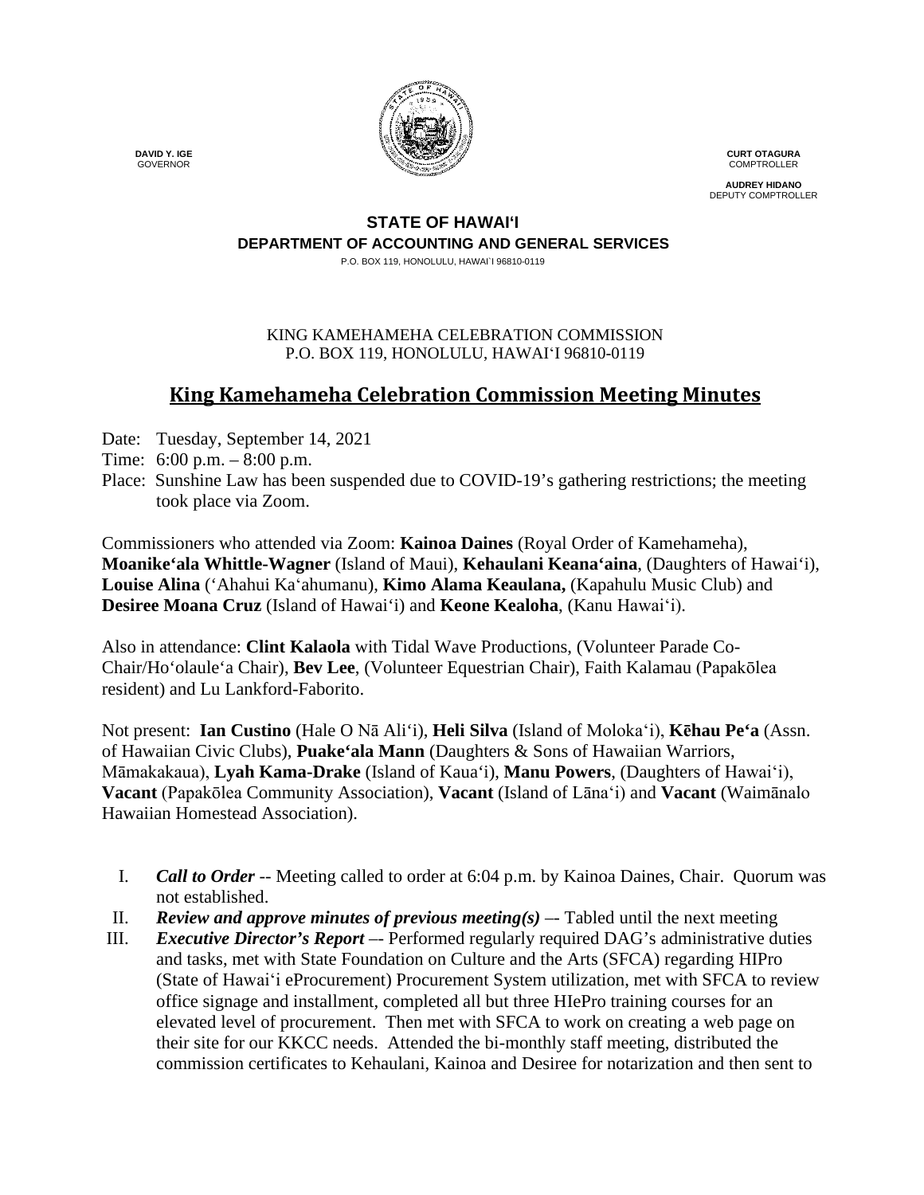**DAVID Y. IGE**
GOVERNOR

**CURT OTAGURA**
COMPTROLLER

**AUDREY HIDANO**
DEPUTY COMPTROLLER

**STATE OF HAWAIʻI**
**DEPARTMENT OF ACCOUNTING AND GENERAL SERVICES**
P.O. BOX 119, HONOLULU, HAWAI`I 96810-0119

KING KAMEHAMEHA CELEBRATION COMMISSION
P.O. BOX 119, HONOLULU, HAWAIʻI 96810-0119

# King Kamehameha Celebration Commission Meeting Minutes

Date: Tuesday, September 14, 2021
Time: 6:00 p.m. – 8:00 p.m.
Place: Sunshine Law has been suspended due to COVID-19's gathering restrictions; the meeting took place via Zoom.

Commissioners who attended via Zoom: **Kainoa Daines** (Royal Order of Kamehameha), **Moanikeʻala Whittle-Wagner** (Island of Maui), **Kehaulani Keanaʻaina**, (Daughters of Hawaiʻi), **Louise Alina** (ʻAhahui Kaʻahumanu), **Kimo Alama Keaulana,** (Kapahulu Music Club) and **Desiree Moana Cruz** (Island of Hawaiʻi) and **Keone Kealoha**, (Kanu Hawaiʻi).

Also in attendance: **Clint Kalaola** with Tidal Wave Productions, (Volunteer Parade Co-Chair/Hoʻolauleʻa Chair), **Bev Lee**, (Volunteer Equestrian Chair), Faith Kalamau (Papakōlea resident) and Lu Lankford-Faborito.

Not present: **Ian Custino** (Hale O Nā Aliʻi), **Heli Silva** (Island of Molokaʻi), **Kēhau Peʻa** (Assn. of Hawaiian Civic Clubs), **Puakeʻala Mann** (Daughters & Sons of Hawaiian Warriors, Māmakakaua), **Lyah Kama-Drake** (Island of Kauaʻi), **Manu Powers**, (Daughters of Hawaiʻi), **Vacant** (Papakōlea Community Association), **Vacant** (Island of Lānaʻi) and **Vacant** (Waimānalo Hawaiian Homestead Association).

I. ***Call to Order*** -- Meeting called to order at 6:04 p.m. by Kainoa Daines, Chair. Quorum was not established.

II. ***Review and approve minutes of previous meeting(s)*** –- Tabled until the next meeting

III. ***Executive Director's Report*** –- Performed regularly required DAG's administrative duties and tasks, met with State Foundation on Culture and the Arts (SFCA) regarding HIPro (State of Hawaiʻi eProcurement) Procurement System utilization, met with SFCA to review office signage and installment, completed all but three HIePro training courses for an elevated level of procurement. Then met with SFCA to work on creating a web page on their site for our KKCC needs. Attended the bi-monthly staff meeting, distributed the commission certificates to Kehaulani, Kainoa and Desiree for notarization and then sent to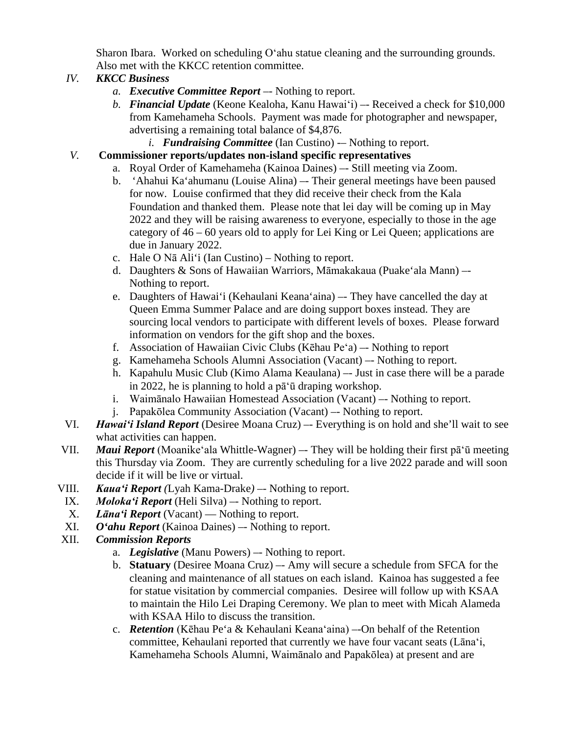Sharon Ibara. Worked on scheduling Oʻahu statue cleaning and the surrounding grounds. Also met with the KKCC retention committee.

IV. ***KKCC Business***
   a. ***Executive Committee Report*** –- Nothing to report.
   b. ***Financial Update*** (Keone Kealoha, Kanu Hawaiʻi) –- Received a check for $10,000 from Kamehameha Schools. Payment was made for photographer and newspaper, advertising a remaining total balance of $4,876.
      i. ***Fundraising Committee*** (Ian Custino) -– Nothing to report.

V. **Commissioner reports/updates non-island specific representatives**
   a. Royal Order of Kamehameha (Kainoa Daines) –- Still meeting via Zoom.
   b. ʻAhahui Kaʻahumanu (Louise Alina) –- Their general meetings have been paused for now. Louise confirmed that they did receive their check from the Kala Foundation and thanked them. Please note that lei day will be coming up in May 2022 and they will be raising awareness to everyone, especially to those in the age category of 46 – 60 years old to apply for Lei King or Lei Queen; applications are due in January 2022.
   c. Hale O Nā Aliʻi (Ian Custino) – Nothing to report.
   d. Daughters & Sons of Hawaiian Warriors, Māmakakaua (Puakeʻala Mann) –- Nothing to report.
   e. Daughters of Hawaiʻi (Kehaulani Keanaʻaina) –- They have cancelled the day at Queen Emma Summer Palace and are doing support boxes instead. They are sourcing local vendors to participate with different levels of boxes. Please forward information on vendors for the gift shop and the boxes.
   f. Association of Hawaiian Civic Clubs (Kēhau Peʻa) –- Nothing to report
   g. Kamehameha Schools Alumni Association (Vacant) –- Nothing to report.
   h. Kapahulu Music Club (Kimo Alama Keaulana) –- Just in case there will be a parade in 2022, he is planning to hold a pāʻū draping workshop.
   i. Waimānalo Hawaiian Homestead Association (Vacant) –- Nothing to report.
   j. Papakōlea Community Association (Vacant) –- Nothing to report.

VI. ***Hawaiʻi Island Report*** (Desiree Moana Cruz) –- Everything is on hold and she'll wait to see what activities can happen.

VII. ***Maui Report*** (Moanikeʻala Whittle-Wagner) –- They will be holding their first pāʻū meeting this Thursday via Zoom. They are currently scheduling for a live 2022 parade and will soon decide if it will be live or virtual.

VIII. ***Kauaʻi Report*** *(*Lyah Kama-Drake*)* –- Nothing to report.

IX. ***Molokaʻi Report*** (Heli Silva) –- Nothing to report.

X. ***Lānaʻi Report*** (Vacant) — Nothing to report.

XI. ***Oʻahu Report*** (Kainoa Daines) –- Nothing to report.

XII. ***Commission Reports***
   a. ***Legislative*** (Manu Powers) –- Nothing to report.
   b. **Statuary** (Desiree Moana Cruz) –- Amy will secure a schedule from SFCA for the cleaning and maintenance of all statues on each island. Kainoa has suggested a fee for statue visitation by commercial companies. Desiree will follow up with KSAA to maintain the Hilo Lei Draping Ceremony. We plan to meet with Micah Alameda with KSAA Hilo to discuss the transition.
   c. ***Retention*** (Kēhau Peʻa & Kehaulani Keanaʻaina) –-On behalf of the Retention committee, Kehaulani reported that currently we have four vacant seats (Lānaʻi, Kamehameha Schools Alumni, Waimānalo and Papakōlea) at present and are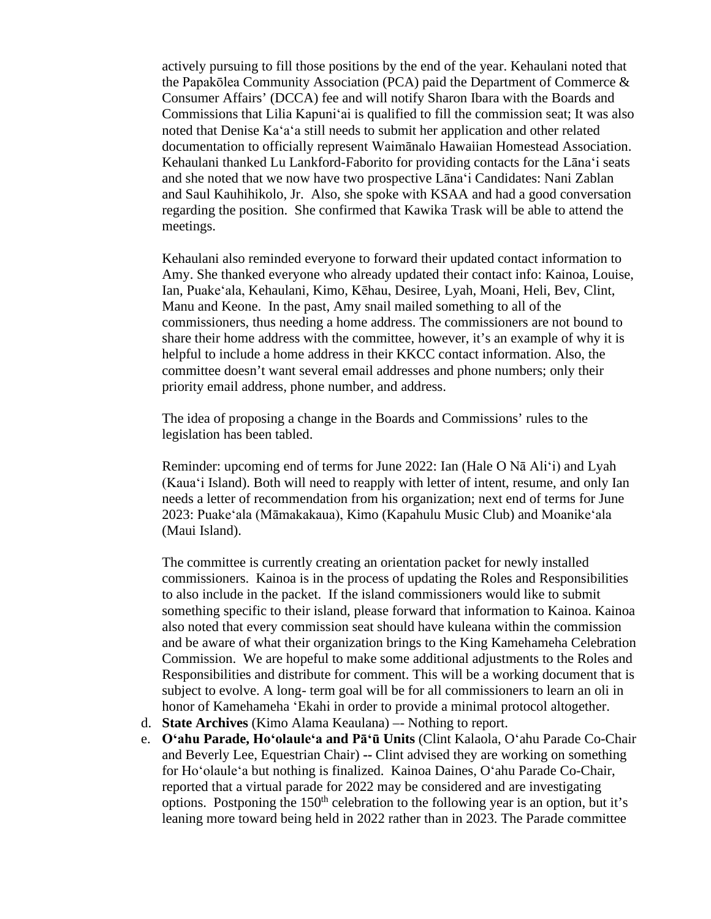actively pursuing to fill those positions by the end of the year. Kehaulani noted that the Papakōlea Community Association (PCA) paid the Department of Commerce & Consumer Affairs' (DCCA) fee and will notify Sharon Ibara with the Boards and Commissions that Lilia Kapuniʻai is qualified to fill the commission seat; It was also noted that Denise Kaʻaʻa still needs to submit her application and other related documentation to officially represent Waimānalo Hawaiian Homestead Association. Kehaulani thanked Lu Lankford-Faborito for providing contacts for the Lānaʻi seats and she noted that we now have two prospective Lānaʻi Candidates: Nani Zablan and Saul Kauhihikolo, Jr. Also, she spoke with KSAA and had a good conversation regarding the position. She confirmed that Kawika Trask will be able to attend the meetings.

Kehaulani also reminded everyone to forward their updated contact information to Amy. She thanked everyone who already updated their contact info: Kainoa, Louise, Ian, Puakeʻala, Kehaulani, Kimo, Kēhau, Desiree, Lyah, Moani, Heli, Bev, Clint, Manu and Keone. In the past, Amy snail mailed something to all of the commissioners, thus needing a home address. The commissioners are not bound to share their home address with the committee, however, it's an example of why it is helpful to include a home address in their KKCC contact information. Also, the committee doesn't want several email addresses and phone numbers; only their priority email address, phone number, and address.

The idea of proposing a change in the Boards and Commissions' rules to the legislation has been tabled.

Reminder: upcoming end of terms for June 2022: Ian (Hale O Nā Aliʻi) and Lyah (Kauaʻi Island). Both will need to reapply with letter of intent, resume, and only Ian needs a letter of recommendation from his organization; next end of terms for June 2023: Puakeʻala (Māmakakaua), Kimo (Kapahulu Music Club) and Moanikeʻala (Maui Island).

The committee is currently creating an orientation packet for newly installed commissioners. Kainoa is in the process of updating the Roles and Responsibilities to also include in the packet. If the island commissioners would like to submit something specific to their island, please forward that information to Kainoa. Kainoa also noted that every commission seat should have kuleana within the commission and be aware of what their organization brings to the King Kamehameha Celebration Commission. We are hopeful to make some additional adjustments to the Roles and Responsibilities and distribute for comment. This will be a working document that is subject to evolve. A long- term goal will be for all commissioners to learn an oli in honor of Kamehameha ʻEkahi in order to provide a minimal protocol altogether.

d. **State Archives** (Kimo Alama Keaulana) –- Nothing to report.
e. **Oʻahu Parade, Hoʻolauleʻa and Pāʻū Units** (Clint Kalaola, Oʻahu Parade Co-Chair and Beverly Lee, Equestrian Chair) **--** Clint advised they are working on something for Hoʻolauleʻa but nothing is finalized. Kainoa Daines, Oʻahu Parade Co-Chair, reported that a virtual parade for 2022 may be considered and are investigating options. Postponing the 150th celebration to the following year is an option, but it's leaning more toward being held in 2022 rather than in 2023. The Parade committee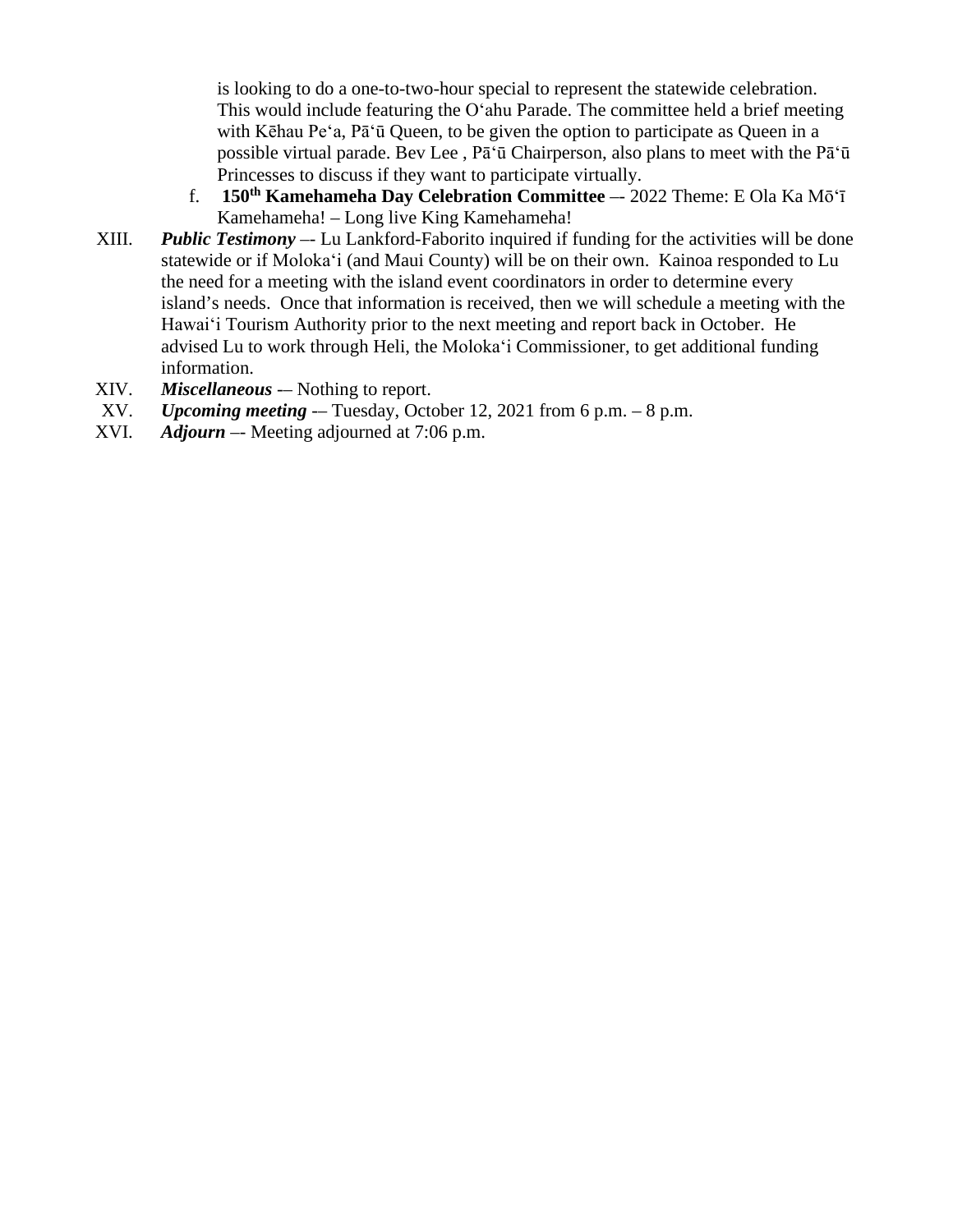is looking to do a one-to-two-hour special to represent the statewide celebration. This would include featuring the Oʻahu Parade. The committee held a brief meeting with Kēhau Peʻa, Pāʻū Queen, to be given the option to participate as Queen in a possible virtual parade. Bev Lee , Pāʻū Chairperson, also plans to meet with the Pāʻū Princesses to discuss if they want to participate virtually.

f. **150th Kamehameha Day Celebration Committee** –- 2022 Theme: E Ola Ka Mōʻī Kamehameha! – Long live King Kamehameha!

XIII. ***Public Testimony*** –- Lu Lankford-Faborito inquired if funding for the activities will be done statewide or if Molokaʻi (and Maui County) will be on their own. Kainoa responded to Lu the need for a meeting with the island event coordinators in order to determine every island's needs. Once that information is received, then we will schedule a meeting with the Hawaiʻi Tourism Authority prior to the next meeting and report back in October. He advised Lu to work through Heli, the Molokaʻi Commissioner, to get additional funding information.

XIV. ***Miscellaneous*** -– Nothing to report.

XV. ***Upcoming meeting*** -– Tuesday, October 12, 2021 from 6 p.m. – 8 p.m.

XVI. ***Adjourn*** –- Meeting adjourned at 7:06 p.m.